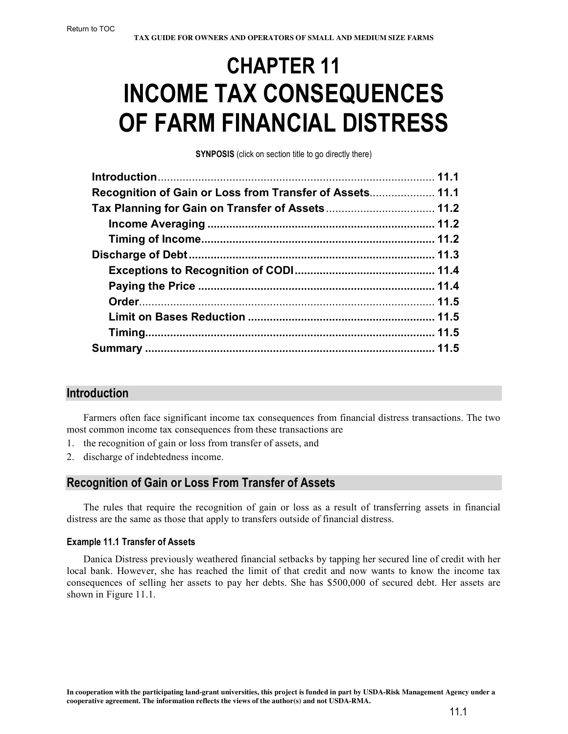# CHAPTER 11 INCOME TAX CONSEQUENCES OF FARM FINANCIAL DISTRESS

**SYNOPSIS** (click on section title to go directly there)

| | |
|---|---|
| **Introduction** | 11.1 |
| **Recognition of Gain or Loss from Transfer of Assets** | 11.1 |
| **Tax Planning for Gain on Transfer of Assets** | 11.2 |
| &nbsp;&nbsp;&nbsp;&nbsp;**Income Averaging** | 11.2 |
| &nbsp;&nbsp;&nbsp;&nbsp;**Timing of Income** | 11.2 |
| **Discharge of Debt** | 11.3 |
| &nbsp;&nbsp;&nbsp;&nbsp;**Exceptions to Recognition of CODI** | 11.4 |
| &nbsp;&nbsp;&nbsp;&nbsp;**Paying the Price** | 11.4 |
| &nbsp;&nbsp;&nbsp;&nbsp;**Order** | 11.5 |
| &nbsp;&nbsp;&nbsp;&nbsp;**Limit on Bases Reduction** | 11.5 |
| &nbsp;&nbsp;&nbsp;&nbsp;**Timing** | 11.5 |
| **Summary** | 11.5 |

## Introduction

Farmers often face significant income tax consequences from financial distress transactions. The two most common income tax consequences from these transactions are

1. the recognition of gain or loss from transfer of assets, and
2. discharge of indebtedness income.

## Recognition of Gain or Loss From Transfer of Assets

The rules that require the recognition of gain or loss as a result of transferring assets in financial distress are the same as those that apply to transfers outside of financial distress.

#### Example 11.1 Transfer of Assets

Danica Distress previously weathered financial setbacks by tapping her secured line of credit with her local bank. However, she has reached the limit of that credit and now wants to know the income tax consequences of selling her assets to pay her debts. She has $500,000 of secured debt. Her assets are shown in Figure 11.1.

**In cooperation with the participating land-grant universities, this project is funded in part by USDA-Risk Management Agency under a cooperative agreement. The information reflects the views of the author(s) and not USDA-RMA.**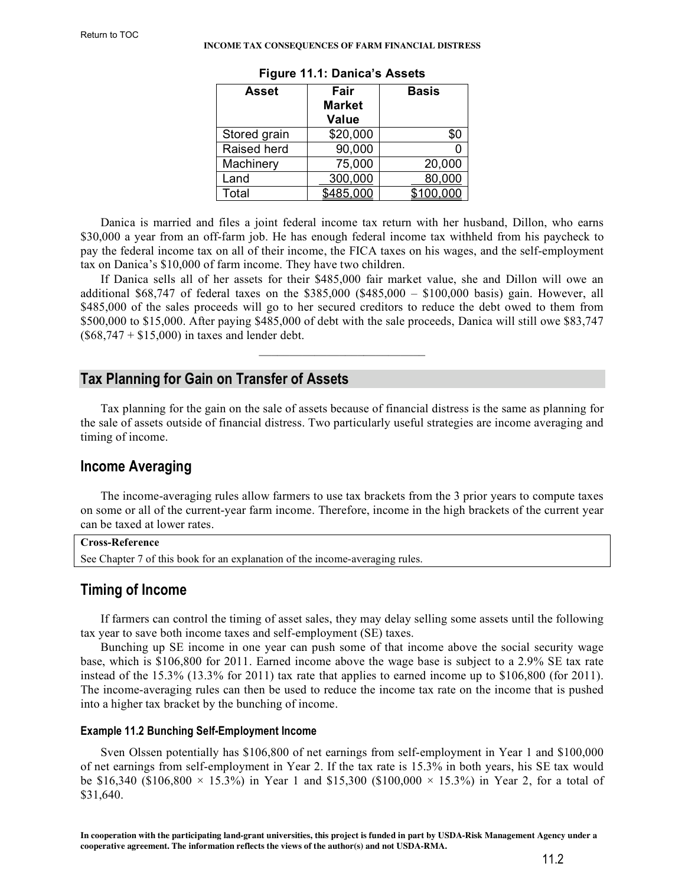**Figure 11.1: Danica's Assets**

| Asset | Fair Market Value | Basis |
|---|---|---|
| Stored grain | $20,000 | $0 |
| Raised herd | 90,000 | 0 |
| Machinery | 75,000 | 20,000 |
| Land | 300,000 | 80,000 |
| Total | $485,000 | $100,000 |

Danica is married and files a joint federal income tax return with her husband, Dillon, who earns $30,000 a year from an off-farm job. He has enough federal income tax withheld from his paycheck to pay the federal income tax on all of their income, the FICA taxes on his wages, and the self-employment tax on Danica's $10,000 of farm income. They have two children.

If Danica sells all of her assets for their $485,000 fair market value, she and Dillon will owe an additional $68,747 of federal taxes on the $385,000 ($485,000 – $100,000 basis) gain. However, all $485,000 of the sales proceeds will go to her secured creditors to reduce the debt owed to them from $500,000 to $15,000. After paying $485,000 of debt with the sale proceeds, Danica will still owe $83,747 ($68,747 + $15,000) in taxes and lender debt.

---

## Tax Planning for Gain on Transfer of Assets

Tax planning for the gain on the sale of assets because of financial distress is the same as planning for the sale of assets outside of financial distress. Two particularly useful strategies are income averaging and timing of income.

### Income Averaging

The income-averaging rules allow farmers to use tax brackets from the 3 prior years to compute taxes on some or all of the current-year farm income. Therefore, income in the high brackets of the current year can be taxed at lower rates.

**Cross-Reference**

See Chapter 7 of this book for an explanation of the income-averaging rules.

### Timing of Income

If farmers can control the timing of asset sales, they may delay selling some assets until the following tax year to save both income taxes and self-employment (SE) taxes.

Bunching up SE income in one year can push some of that income above the social security wage base, which is $106,800 for 2011. Earned income above the wage base is subject to a 2.9% SE tax rate instead of the 15.3% (13.3% for 2011) tax rate that applies to earned income up to $106,800 (for 2011). The income-averaging rules can then be used to reduce the income tax rate on the income that is pushed into a higher tax bracket by the bunching of income.

#### Example 11.2 Bunching Self-Employment Income

Sven Olssen potentially has $106,800 of net earnings from self-employment in Year 1 and $100,000 of net earnings from self-employment in Year 2. If the tax rate is 15.3% in both years, his SE tax would be $16,340 ($106,800 × 15.3%) in Year 1 and $15,300 ($100,000 × 15.3%) in Year 2, for a total of $31,640.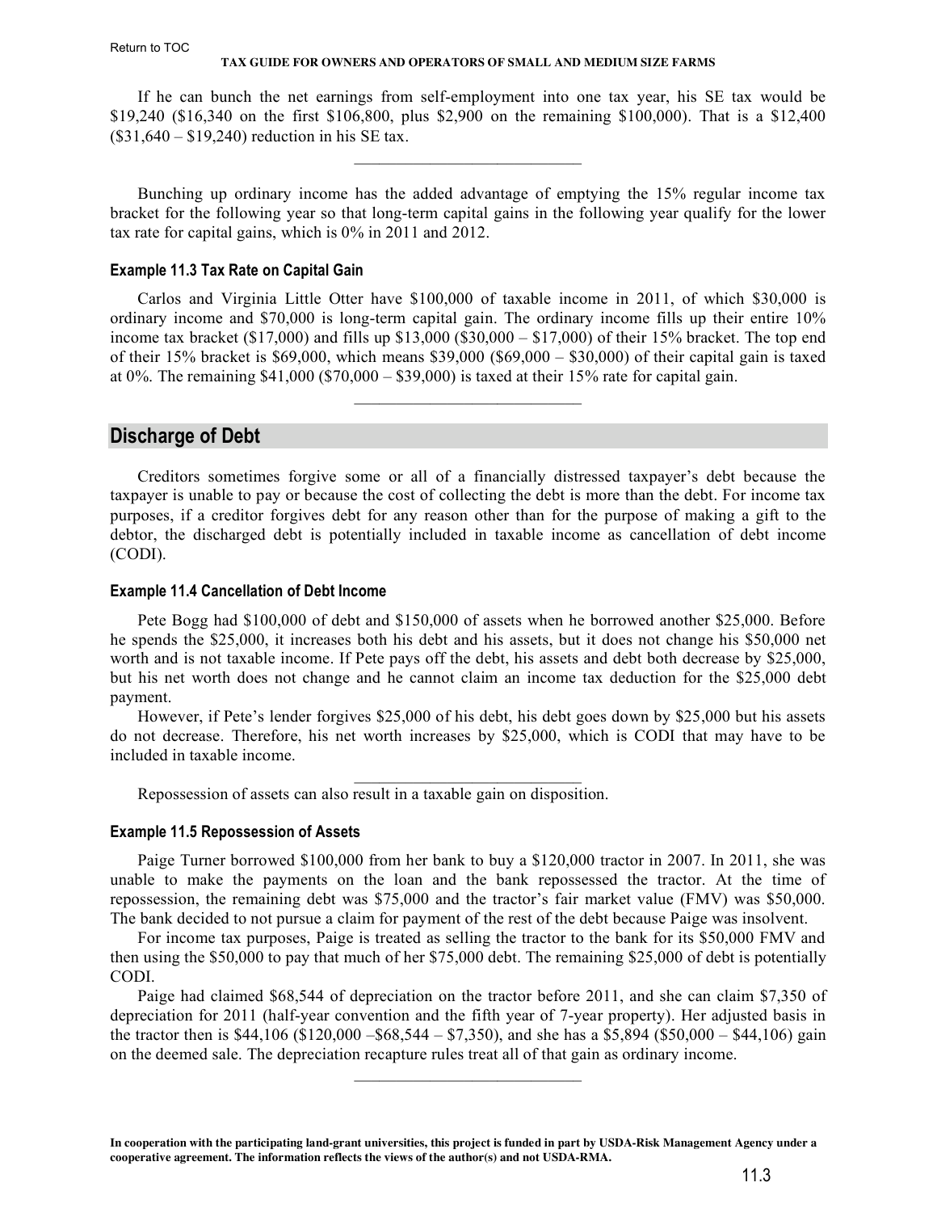If he can bunch the net earnings from self-employment into one tax year, his SE tax would be \$19,240 (\$16,340 on the first \$106,800, plus \$2,900 on the remaining \$100,000). That is a \$12,400 (\$31,640 – \$19,240) reduction in his SE tax.

---

Bunching up ordinary income has the added advantage of emptying the 15% regular income tax bracket for the following year so that long-term capital gains in the following year qualify for the lower tax rate for capital gains, which is 0% in 2011 and 2012.

#### Example 11.3 Tax Rate on Capital Gain

Carlos and Virginia Little Otter have \$100,000 of taxable income in 2011, of which \$30,000 is ordinary income and \$70,000 is long-term capital gain. The ordinary income fills up their entire 10% income tax bracket (\$17,000) and fills up \$13,000 (\$30,000 – \$17,000) of their 15% bracket. The top end of their 15% bracket is \$69,000, which means \$39,000 (\$69,000 – \$30,000) of their capital gain is taxed at 0%. The remaining \$41,000 (\$70,000 – \$39,000) is taxed at their 15% rate for capital gain.

---

## Discharge of Debt

Creditors sometimes forgive some or all of a financially distressed taxpayer's debt because the taxpayer is unable to pay or because the cost of collecting the debt is more than the debt. For income tax purposes, if a creditor forgives debt for any reason other than for the purpose of making a gift to the debtor, the discharged debt is potentially included in taxable income as cancellation of debt income (CODI).

#### Example 11.4 Cancellation of Debt Income

Pete Bogg had \$100,000 of debt and \$150,000 of assets when he borrowed another \$25,000. Before he spends the \$25,000, it increases both his debt and his assets, but it does not change his \$50,000 net worth and is not taxable income. If Pete pays off the debt, his assets and debt both decrease by \$25,000, but his net worth does not change and he cannot claim an income tax deduction for the \$25,000 debt payment.

However, if Pete's lender forgives \$25,000 of his debt, his debt goes down by \$25,000 but his assets do not decrease. Therefore, his net worth increases by \$25,000, which is CODI that may have to be included in taxable income.

---

Repossession of assets can also result in a taxable gain on disposition.

#### Example 11.5 Repossession of Assets

Paige Turner borrowed \$100,000 from her bank to buy a \$120,000 tractor in 2007. In 2011, she was unable to make the payments on the loan and the bank repossessed the tractor. At the time of repossession, the remaining debt was \$75,000 and the tractor's fair market value (FMV) was \$50,000. The bank decided to not pursue a claim for payment of the rest of the debt because Paige was insolvent.

For income tax purposes, Paige is treated as selling the tractor to the bank for its \$50,000 FMV and then using the \$50,000 to pay that much of her \$75,000 debt. The remaining \$25,000 of debt is potentially CODI.

Paige had claimed \$68,544 of depreciation on the tractor before 2011, and she can claim \$7,350 of depreciation for 2011 (half-year convention and the fifth year of 7-year property). Her adjusted basis in the tractor then is \$44,106 (\$120,000 –\$68,544 – \$7,350), and she has a \$5,894 (\$50,000 – \$44,106) gain on the deemed sale. The depreciation recapture rules treat all of that gain as ordinary income.

---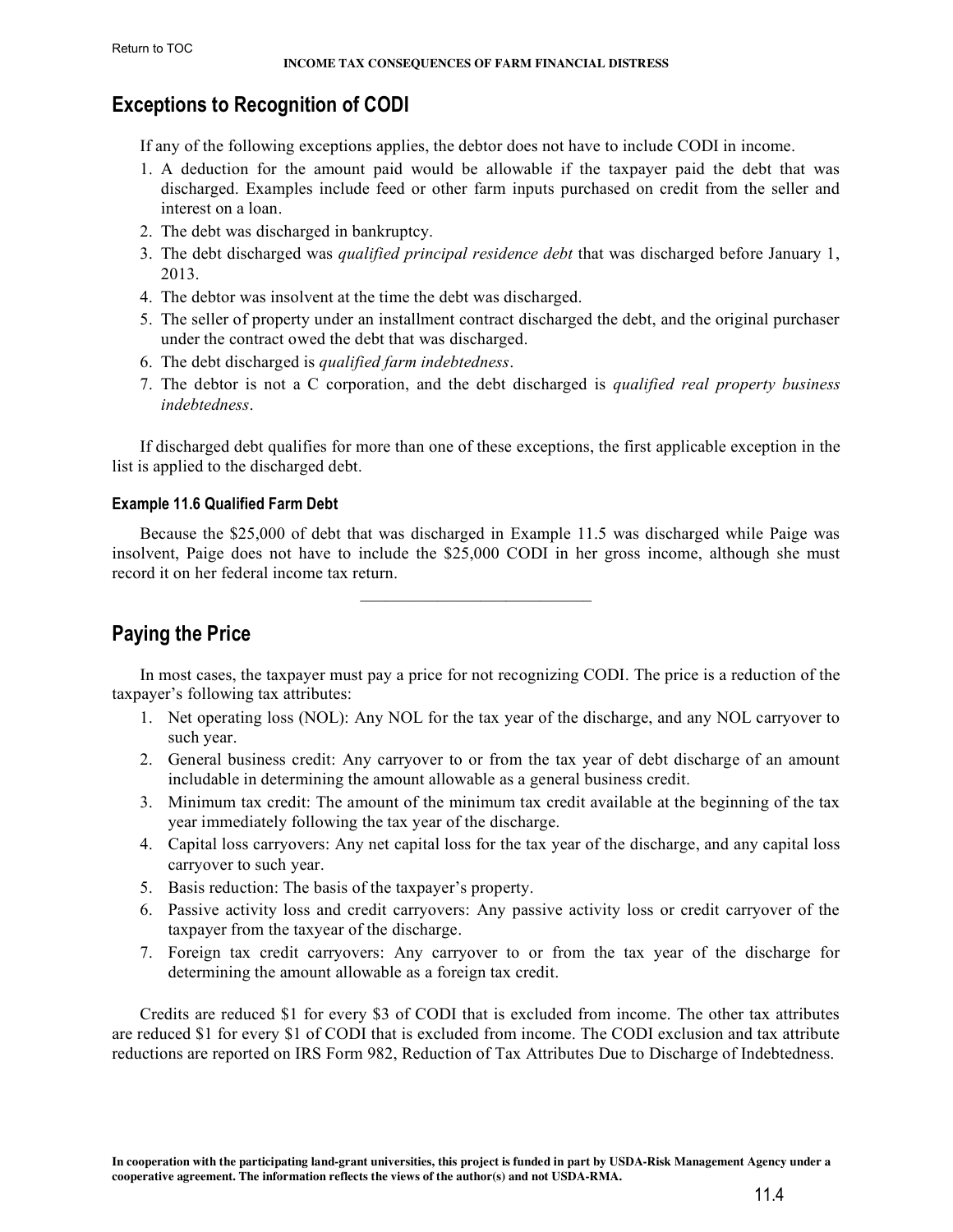## Exceptions to Recognition of CODI

If any of the following exceptions applies, the debtor does not have to include CODI in income.

1. A deduction for the amount paid would be allowable if the taxpayer paid the debt that was discharged. Examples include feed or other farm inputs purchased on credit from the seller and interest on a loan.
2. The debt was discharged in bankruptcy.
3. The debt discharged was *qualified principal residence debt* that was discharged before January 1, 2013.
4. The debtor was insolvent at the time the debt was discharged.
5. The seller of property under an installment contract discharged the debt, and the original purchaser under the contract owed the debt that was discharged.
6. The debt discharged is *qualified farm indebtedness*.
7. The debtor is not a C corporation, and the debt discharged is *qualified real property business indebtedness*.

If discharged debt qualifies for more than one of these exceptions, the first applicable exception in the list is applied to the discharged debt.

#### Example 11.6 Qualified Farm Debt

Because the $25,000 of debt that was discharged in Example 11.5 was discharged while Paige was insolvent, Paige does not have to include the $25,000 CODI in her gross income, although she must record it on her federal income tax return.

---

## Paying the Price

In most cases, the taxpayer must pay a price for not recognizing CODI. The price is a reduction of the taxpayer's following tax attributes:

1. Net operating loss (NOL): Any NOL for the tax year of the discharge, and any NOL carryover to such year.
2. General business credit: Any carryover to or from the tax year of debt discharge of an amount includable in determining the amount allowable as a general business credit.
3. Minimum tax credit: The amount of the minimum tax credit available at the beginning of the tax year immediately following the tax year of the discharge.
4. Capital loss carryovers: Any net capital loss for the tax year of the discharge, and any capital loss carryover to such year.
5. Basis reduction: The basis of the taxpayer's property.
6. Passive activity loss and credit carryovers: Any passive activity loss or credit carryover of the taxpayer from the taxyear of the discharge.
7. Foreign tax credit carryovers: Any carryover to or from the tax year of the discharge for determining the amount allowable as a foreign tax credit.

Credits are reduced $1 for every $3 of CODI that is excluded from income. The other tax attributes are reduced $1 for every $1 of CODI that is excluded from income. The CODI exclusion and tax attribute reductions are reported on IRS Form 982, Reduction of Tax Attributes Due to Discharge of Indebtedness.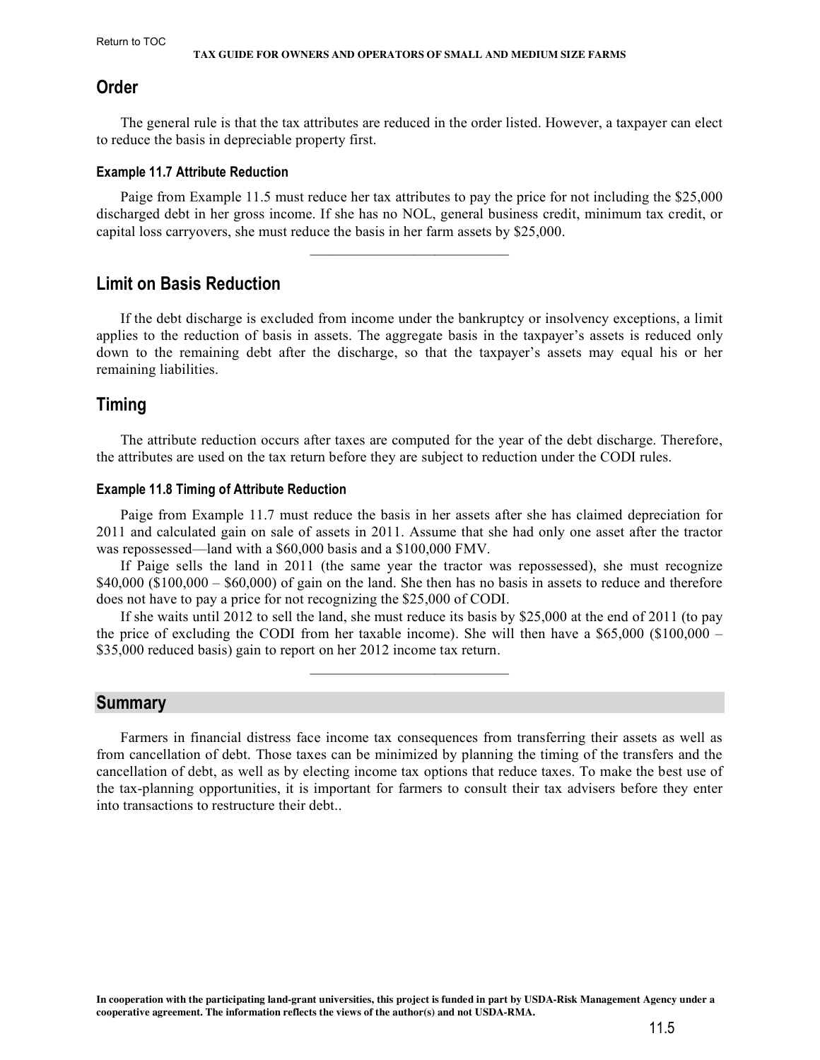## Order

The general rule is that the tax attributes are reduced in the order listed. However, a taxpayer can elect to reduce the basis in depreciable property first.

#### Example 11.7 Attribute Reduction

Paige from Example 11.5 must reduce her tax attributes to pay the price for not including the $25,000 discharged debt in her gross income. If she has no NOL, general business credit, minimum tax credit, or capital loss carryovers, she must reduce the basis in her farm assets by $25,000.

---

## Limit on Basis Reduction

If the debt discharge is excluded from income under the bankruptcy or insolvency exceptions, a limit applies to the reduction of basis in assets. The aggregate basis in the taxpayer's assets is reduced only down to the remaining debt after the discharge, so that the taxpayer's assets may equal his or her remaining liabilities.

## Timing

The attribute reduction occurs after taxes are computed for the year of the debt discharge. Therefore, the attributes are used on the tax return before they are subject to reduction under the CODI rules.

#### Example 11.8 Timing of Attribute Reduction

Paige from Example 11.7 must reduce the basis in her assets after she has claimed depreciation for 2011 and calculated gain on sale of assets in 2011. Assume that she had only one asset after the tractor was repossessed—land with a $60,000 basis and a $100,000 FMV.

If Paige sells the land in 2011 (the same year the tractor was repossessed), she must recognize $40,000 ($100,000 – $60,000) of gain on the land. She then has no basis in assets to reduce and therefore does not have to pay a price for not recognizing the $25,000 of CODI.

If she waits until 2012 to sell the land, she must reduce its basis by $25,000 at the end of 2011 (to pay the price of excluding the CODI from her taxable income). She will then have a $65,000 ($100,000 – $35,000 reduced basis) gain to report on her 2012 income tax return.

---

## Summary

Farmers in financial distress face income tax consequences from transferring their assets as well as from cancellation of debt. Those taxes can be minimized by planning the timing of the transfers and the cancellation of debt, as well as by electing income tax options that reduce taxes. To make the best use of the tax-planning opportunities, it is important for farmers to consult their tax advisers before they enter into transactions to restructure their debt..